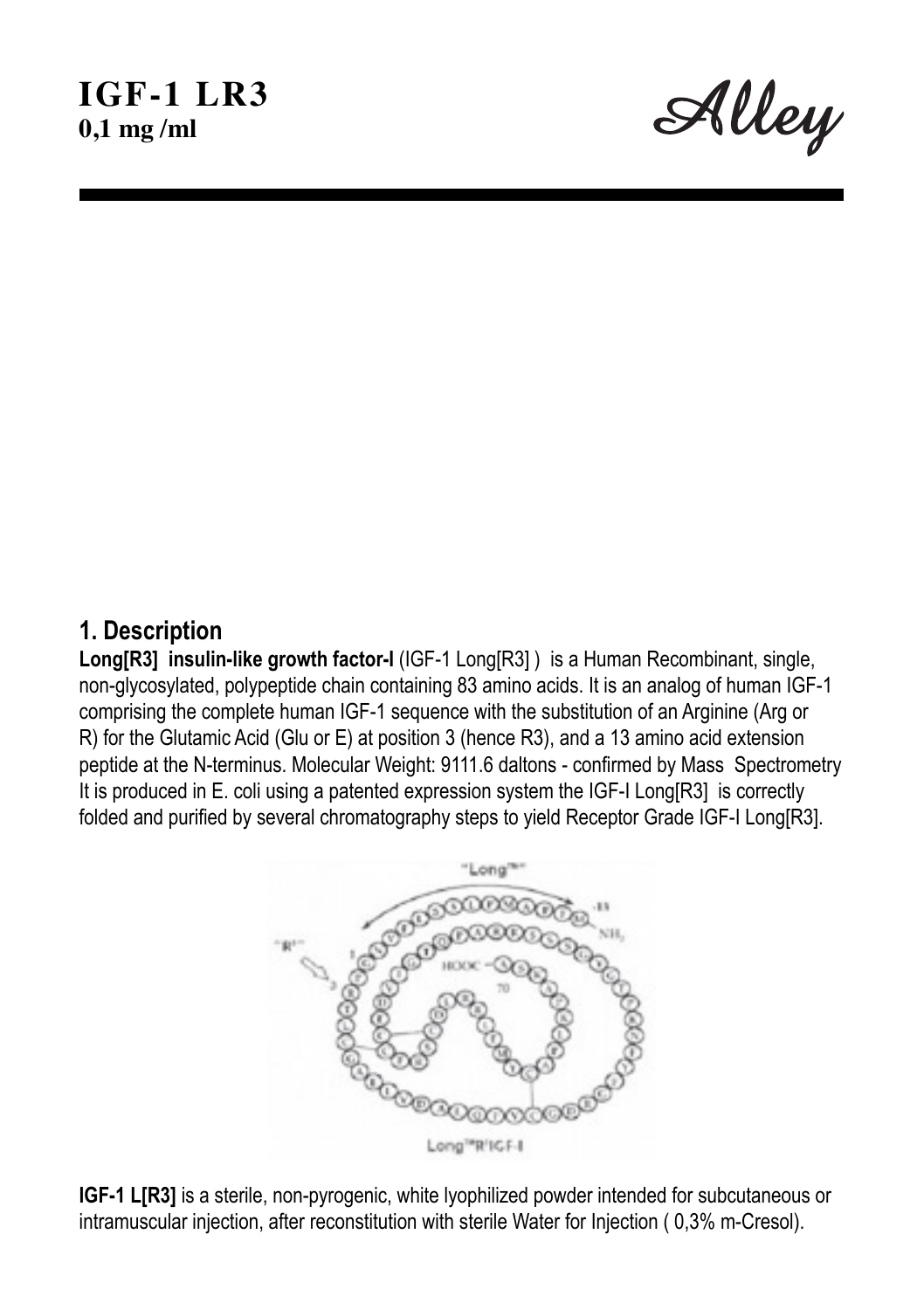# IGF-1 LR3

**0,1 mg /ml**

*Alley*

## 1. Description

**Long[R3] insulin-like growth factor-I** (IGF-1 Long[R3] ) is a Human Recombinant, single, non-glycosylated, polypeptide chain containing 83 amino acids. It is an analog of human IGF-1 comprising the complete human IGF-1 sequence with the substitution of an Arginine (Arg or R) for the Glutamic Acid (Glu or E) at position 3 (hence R3), and a 13 amino acid extension peptide at the N-terminus. Molecular Weight: 9111.6 daltons - confirmed by Mass Spectrometry It is produced in E. coli using a patented expression system the IGF-I Long[R3] is correctly folded and purified by several chromatography steps to yield Receptor Grade IGF-I Long[R3].

Long™R³IGF-I

**IGF-1 L[R3]** is a sterile, non-pyrogenic, white lyophilized powder intended for subcutaneous or intramuscular injection, after reconstitution with sterile Water for Injection ( 0,3% m-Cresol).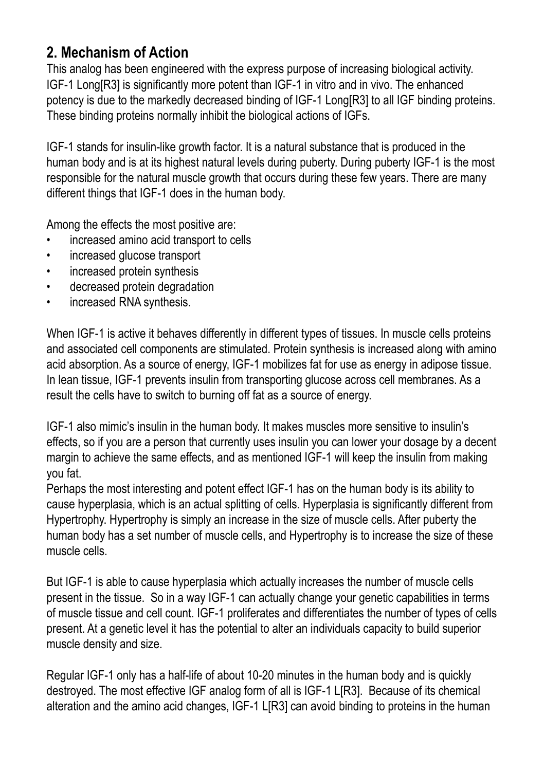## 2. Mechanism of Action

This analog has been engineered with the express purpose of increasing biological activity. IGF-1 Long[R3] is significantly more potent than IGF-1 in vitro and in vivo. The enhanced potency is due to the markedly decreased binding of IGF-1 Long[R3] to all IGF binding proteins. These binding proteins normally inhibit the biological actions of IGFs.

IGF-1 stands for insulin-like growth factor. It is a natural substance that is produced in the human body and is at its highest natural levels during puberty. During puberty IGF-1 is the most responsible for the natural muscle growth that occurs during these few years. There are many different things that IGF-1 does in the human body.

Among the effects the most positive are:

- increased amino acid transport to cells
- increased glucose transport
- increased protein synthesis
- decreased protein degradation
- increased RNA synthesis.

When IGF-1 is active it behaves differently in different types of tissues. In muscle cells proteins and associated cell components are stimulated. Protein synthesis is increased along with amino acid absorption. As a source of energy, IGF-1 mobilizes fat for use as energy in adipose tissue. In lean tissue, IGF-1 prevents insulin from transporting glucose across cell membranes. As a result the cells have to switch to burning off fat as a source of energy.

IGF-1 also mimic's insulin in the human body. It makes muscles more sensitive to insulin's effects, so if you are a person that currently uses insulin you can lower your dosage by a decent margin to achieve the same effects, and as mentioned IGF-1 will keep the insulin from making you fat.
Perhaps the most interesting and potent effect IGF-1 has on the human body is its ability to cause hyperplasia, which is an actual splitting of cells. Hyperplasia is significantly different from Hypertrophy. Hypertrophy is simply an increase in the size of muscle cells. After puberty the human body has a set number of muscle cells, and Hypertrophy is to increase the size of these muscle cells.

But IGF-1 is able to cause hyperplasia which actually increases the number of muscle cells present in the tissue. So in a way IGF-1 can actually change your genetic capabilities in terms of muscle tissue and cell count. IGF-1 proliferates and differentiates the number of types of cells present. At a genetic level it has the potential to alter an individuals capacity to build superior muscle density and size.

Regular IGF-1 only has a half-life of about 10-20 minutes in the human body and is quickly destroyed. The most effective IGF analog form of all is IGF-1 L[R3]. Because of its chemical alteration and the amino acid changes, IGF-1 L[R3] can avoid binding to proteins in the human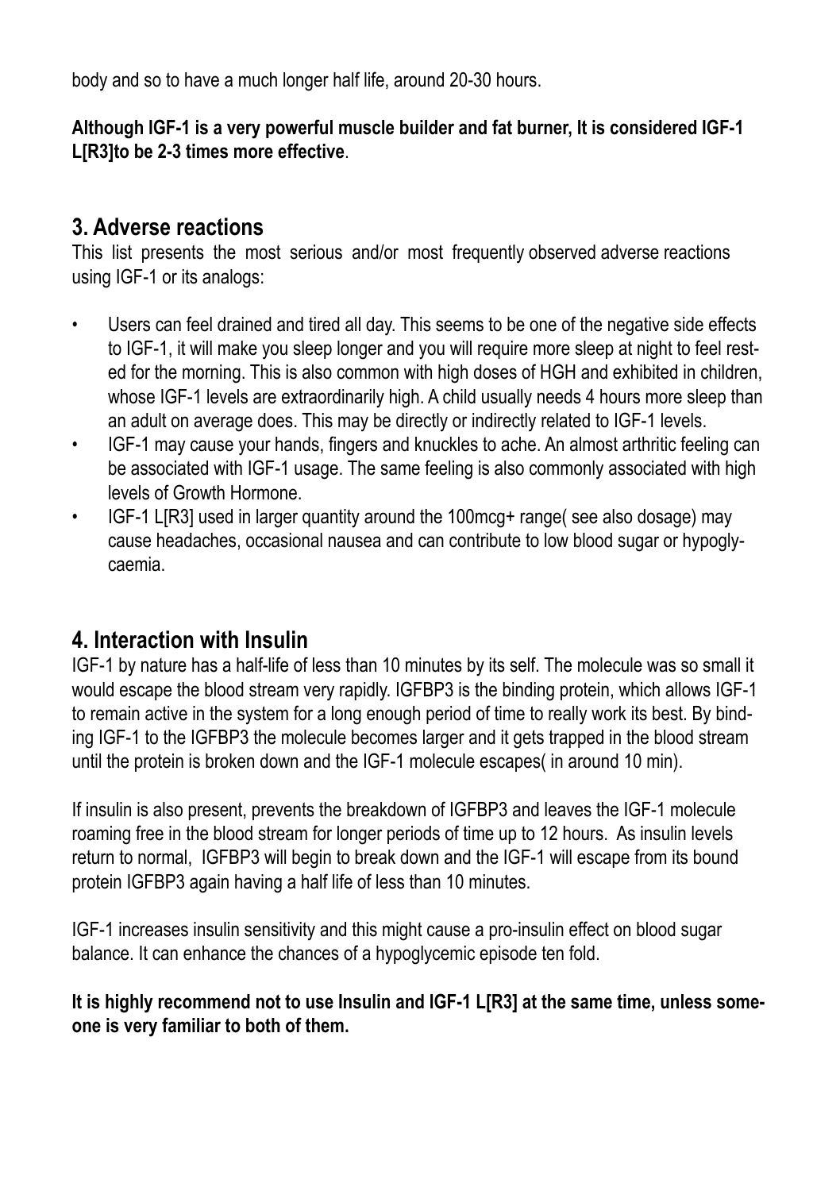body and so to have a much longer half life, around 20-30 hours.

**Although IGF-1 is a very powerful muscle builder and fat burner, It is considered IGF-1 L[R3]to be 2-3 times more effective**.

## 3. Adverse reactions

This list presents the most serious and/or most frequently observed adverse reactions using IGF-1 or its analogs:

- Users can feel drained and tired all day. This seems to be one of the negative side effects to IGF-1, it will make you sleep longer and you will require more sleep at night to feel rested for the morning. This is also common with high doses of HGH and exhibited in children, whose IGF-1 levels are extraordinarily high. A child usually needs 4 hours more sleep than an adult on average does. This may be directly or indirectly related to IGF-1 levels.
- IGF-1 may cause your hands, fingers and knuckles to ache. An almost arthritic feeling can be associated with IGF-1 usage. The same feeling is also commonly associated with high levels of Growth Hormone.
- IGF-1 L[R3] used in larger quantity around the 100mcg+ range( see also dosage) may cause headaches, occasional nausea and can contribute to low blood sugar or hypoglycaemia.

## 4. Interaction with Insulin

IGF-1 by nature has a half-life of less than 10 minutes by its self. The molecule was so small it would escape the blood stream very rapidly. IGFBP3 is the binding protein, which allows IGF-1 to remain active in the system for a long enough period of time to really work its best. By binding IGF-1 to the IGFBP3 the molecule becomes larger and it gets trapped in the blood stream until the protein is broken down and the IGF-1 molecule escapes( in around 10 min).

If insulin is also present, prevents the breakdown of IGFBP3 and leaves the IGF-1 molecule roaming free in the blood stream for longer periods of time up to 12 hours. As insulin levels return to normal, IGFBP3 will begin to break down and the IGF-1 will escape from its bound protein IGFBP3 again having a half life of less than 10 minutes.

IGF-1 increases insulin sensitivity and this might cause a pro-insulin effect on blood sugar balance. It can enhance the chances of a hypoglycemic episode ten fold.

**It is highly recommend not to use Insulin and IGF-1 L[R3] at the same time, unless someone is very familiar to both of them.**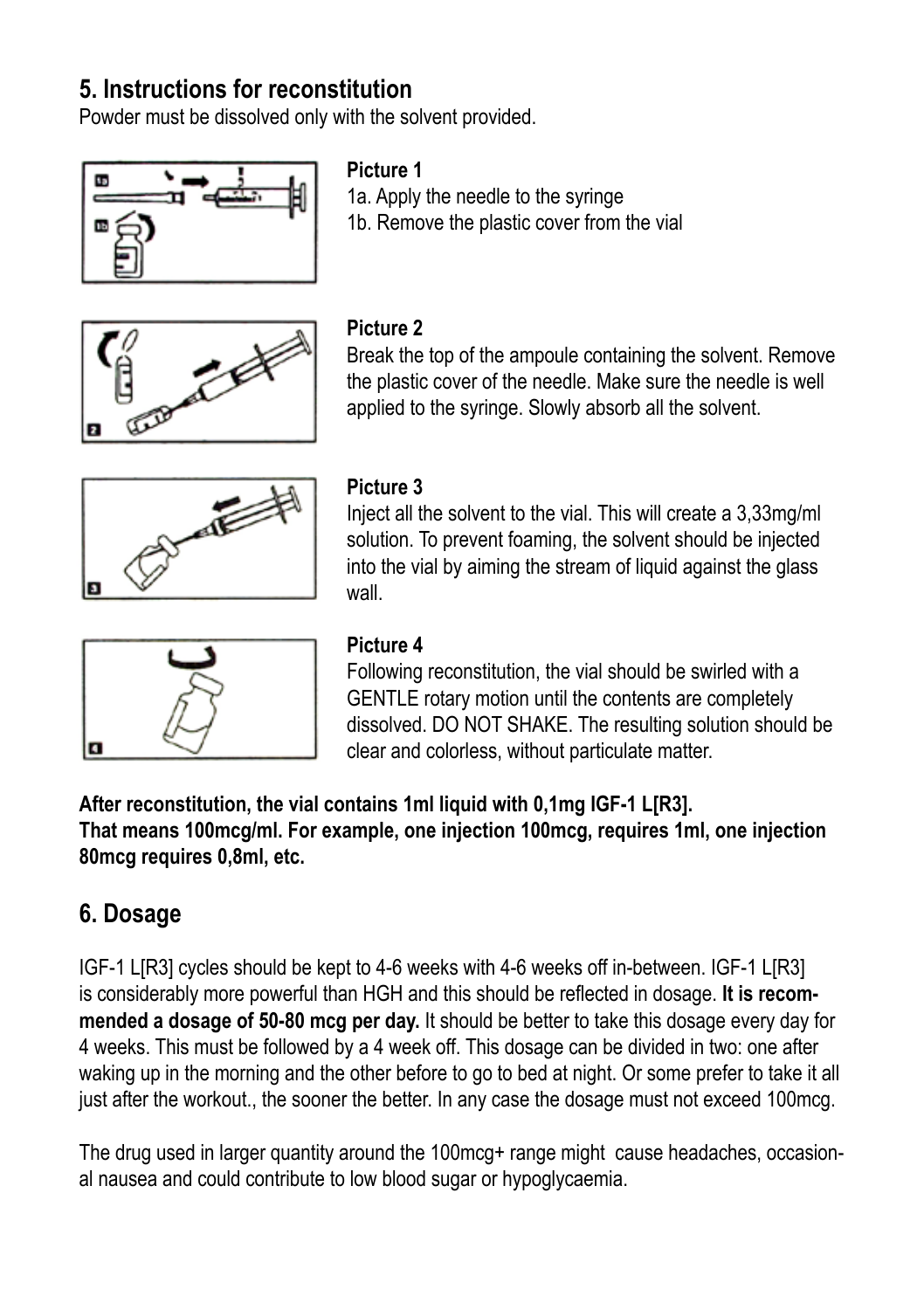## 5. Instructions for reconstitution

Powder must be dissolved only with the solvent provided.

**Picture 1**

1a. Apply the needle to the syringe

1b. Remove the plastic cover from the vial

**Picture 2**

Break the top of the ampoule containing the solvent. Remove the plastic cover of the needle. Make sure the needle is well applied to the syringe. Slowly absorb all the solvent.

**Picture 3**

Inject all the solvent to the vial. This will create a 3,33mg/ml solution. To prevent foaming, the solvent should be injected into the vial by aiming the stream of liquid against the glass wall.

**Picture 4**

Following reconstitution, the vial should be swirled with a GENTLE rotary motion until the contents are completely dissolved. DO NOT SHAKE. The resulting solution should be clear and colorless, without particulate matter.

**After reconstitution, the vial contains 1ml liquid with 0,1mg IGF-1 L[R3]. That means 100mcg/ml. For example, one injection 100mcg, requires 1ml, one injection 80mcg requires 0,8ml, etc.**

## 6. Dosage

IGF-1 L[R3] cycles should be kept to 4-6 weeks with 4-6 weeks off in-between. IGF-1 L[R3] is considerably more powerful than HGH and this should be reflected in dosage. **It is recommended a dosage of 50-80 mcg per day.** It should be better to take this dosage every day for 4 weeks. This must be followed by a 4 week off. This dosage can be divided in two: one after waking up in the morning and the other before to go to bed at night. Or some prefer to take it all just after the workout., the sooner the better. In any case the dosage must not exceed 100mcg.

The drug used in larger quantity around the 100mcg+ range might cause headaches, occasional nausea and could contribute to low blood sugar or hypoglycaemia.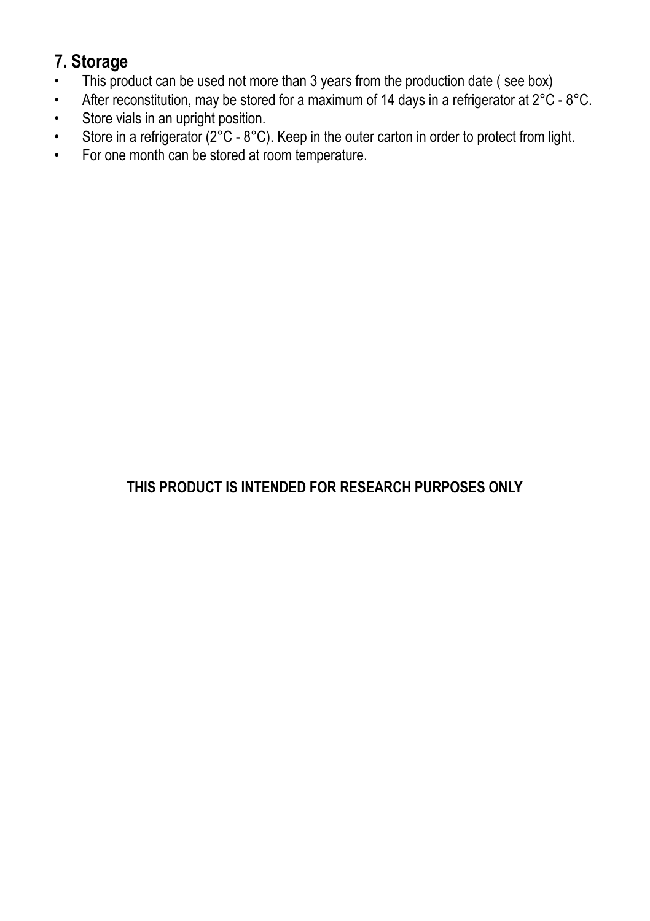## 7. Storage

- This product can be used not more than 3 years from the production date ( see box)
- After reconstitution, may be stored for a maximum of 14 days in a refrigerator at 2°C - 8°C.
- Store vials in an upright position.
- Store in a refrigerator (2°C - 8°C). Keep in the outer carton in order to protect from light.
- For one month can be stored at room temperature.

**THIS PRODUCT IS INTENDED FOR RESEARCH PURPOSES ONLY**